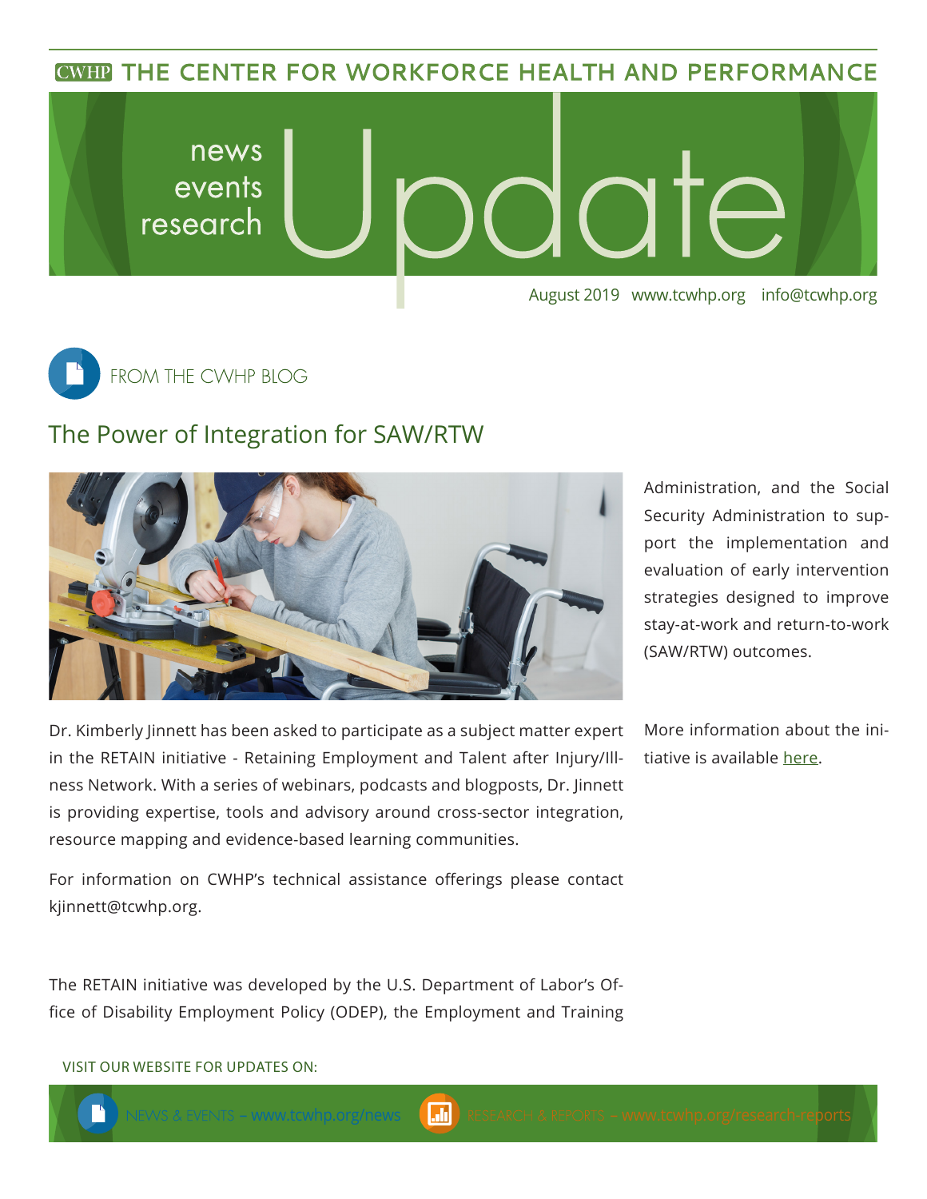# THE CENTER FOR WORKFORCE HEALTH AND PERFORMANCE

news
events
research

# Update

August 2019 www.tcwhp.org info@tcwhp.org

FROM THE CWHP BLOG

## The Power of Integration for SAW/RTW

Dr. Kimberly Jinnett has been asked to participate as a subject matter expert in the RETAIN initiative - Retaining Employment and Talent after Injury/Illness Network. With a series of webinars, podcasts and blogposts, Dr. Jinnett is providing expertise, tools and advisory around cross-sector integration, resource mapping and evidence-based learning communities.

For information on CWHP's technical assistance offerings please contact kjinnett@tcwhp.org.

The RETAIN initiative was developed by the U.S. Department of Labor's Office of Disability Employment Policy (ODEP), the Employment and Training Administration, and the Social Security Administration to support the implementation and evaluation of early intervention strategies designed to improve stay-at-work and return-to-work (SAW/RTW) outcomes.

More information about the initiative is available here.

VISIT OUR WEBSITE FOR UPDATES ON:

NEWS & EVENTS – www.tcwhp.org/news

RESEARCH & REPORTS – www.tcwhp.org/research-reports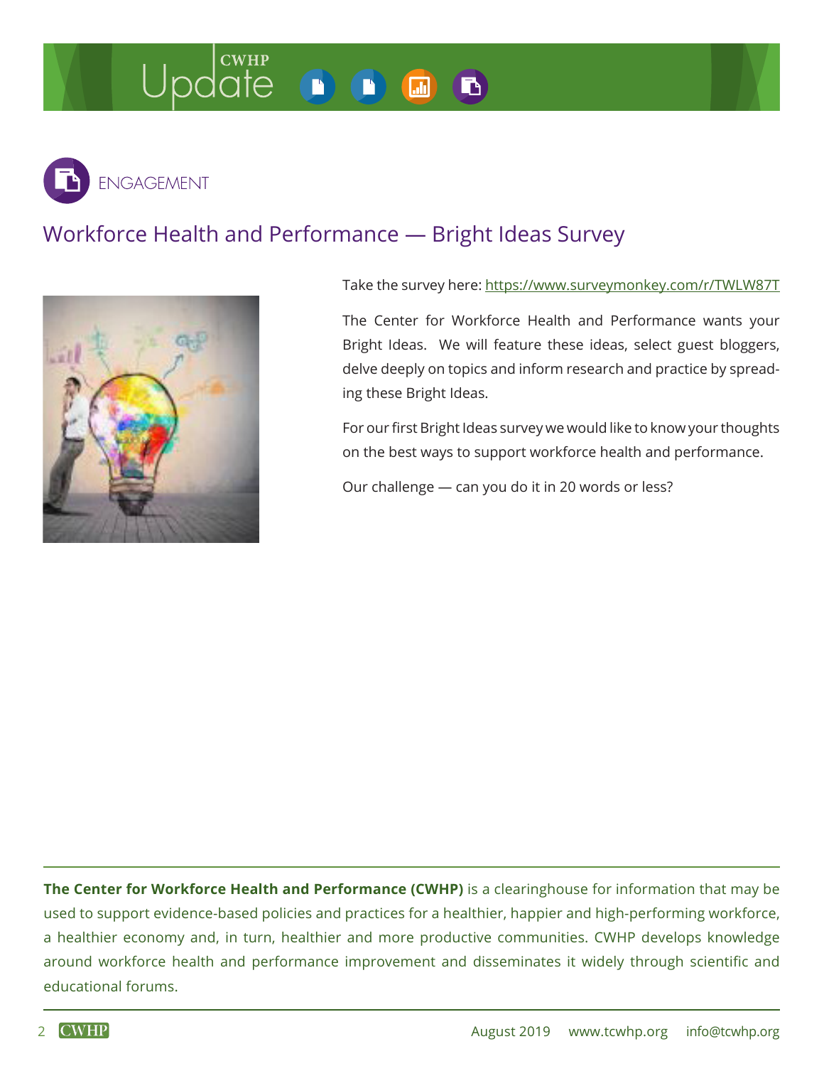## ENGAGEMENT

# Workforce Health and Performance — Bright Ideas Survey

Take the survey here: https://www.surveymonkey.com/r/TWLW87T

The Center for Workforce Health and Performance wants your Bright Ideas. We will feature these ideas, select guest bloggers, delve deeply on topics and inform research and practice by spreading these Bright Ideas.

For our first Bright Ideas survey we would like to know your thoughts on the best ways to support workforce health and performance.

Our challenge — can you do it in 20 words or less?

**The Center for Workforce Health and Performance (CWHP)** is a clearinghouse for information that may be used to support evidence-based policies and practices for a healthier, happier and high-performing workforce, a healthier economy and, in turn, healthier and more productive communities. CWHP develops knowledge around workforce health and performance improvement and disseminates it widely through scientific and educational forums.